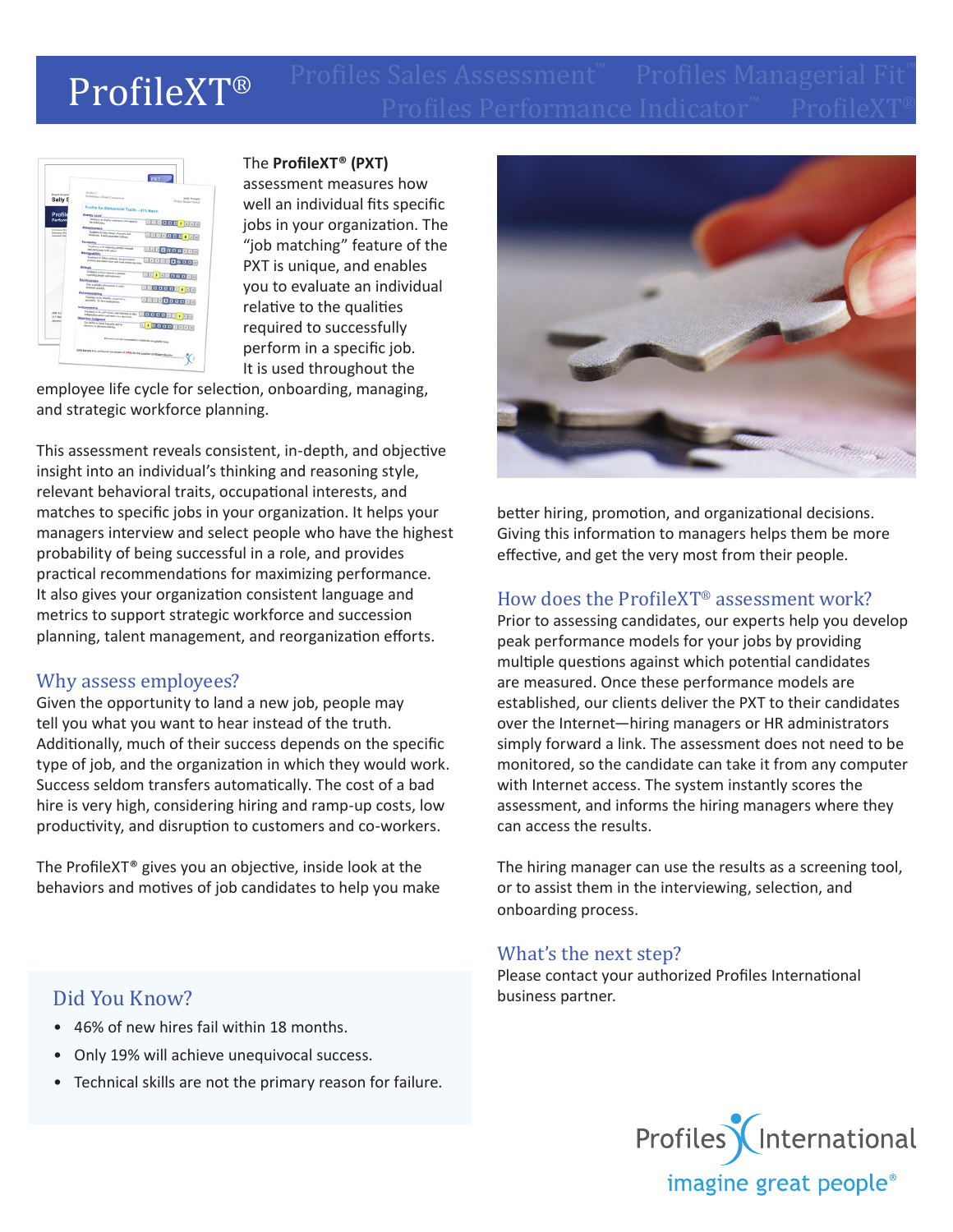# ProfileXT®

Profiles Sales Assessment™ Profiles Managerial Fit™ Profiles Performance Indicator™ ProfileXT®

The **ProfileXT® (PXT)** assessment measures how well an individual fits specific jobs in your organization. The "job matching" feature of the PXT is unique, and enables you to evaluate an individual relative to the qualities required to successfully perform in a specific job. It is used throughout the employee life cycle for selection, onboarding, managing, and strategic workforce planning.

This assessment reveals consistent, in-depth, and objective insight into an individual's thinking and reasoning style, relevant behavioral traits, occupational interests, and matches to specific jobs in your organization. It helps your managers interview and select people who have the highest probability of being successful in a role, and provides practical recommendations for maximizing performance. It also gives your organization consistent language and metrics to support strategic workforce and succession planning, talent management, and reorganization efforts.

## Why assess employees?

Given the opportunity to land a new job, people may tell you what you want to hear instead of the truth. Additionally, much of their success depends on the specific type of job, and the organization in which they would work. Success seldom transfers automatically. The cost of a bad hire is very high, considering hiring and ramp-up costs, low productivity, and disruption to customers and co-workers.

The ProfileXT® gives you an objective, inside look at the behaviors and motives of job candidates to help you make better hiring, promotion, and organizational decisions. Giving this information to managers helps them be more effective, and get the very most from their people.

## Did You Know?

- 46% of new hires fail within 18 months.
- Only 19% will achieve unequivocal success.
- Technical skills are not the primary reason for failure.

## How does the ProfileXT® assessment work?

Prior to assessing candidates, our experts help you develop peak performance models for your jobs by providing multiple questions against which potential candidates are measured. Once these performance models are established, our clients deliver the PXT to their candidates over the Internet—hiring managers or HR administrators simply forward a link. The assessment does not need to be monitored, so the candidate can take it from any computer with Internet access. The system instantly scores the assessment, and informs the hiring managers where they can access the results.

The hiring manager can use the results as a screening tool, or to assist them in the interviewing, selection, and onboarding process.

## What's the next step?

Please contact your authorized Profiles International business partner.

Profiles International
imagine great people®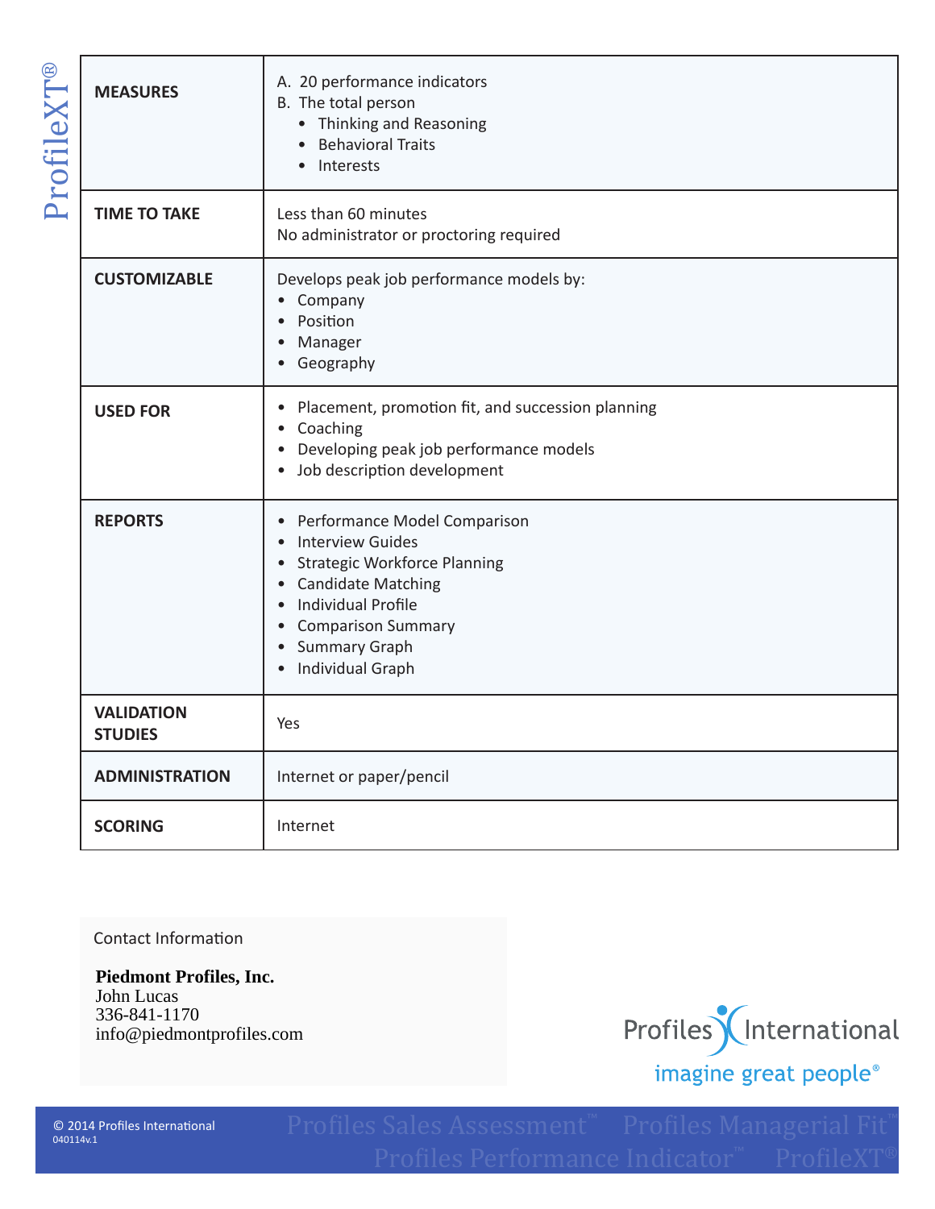ProfileXT®

| | |
|---|---|
| **MEASURES** | A. 20 performance indicators<br>B. The total person<br>• Thinking and Reasoning<br>• Behavioral Traits<br>• Interests |
| **TIME TO TAKE** | Less than 60 minutes<br>No administrator or proctoring required |
| **CUSTOMIZABLE** | Develops peak job performance models by:<br>• Company<br>• Position<br>• Manager<br>• Geography |
| **USED FOR** | • Placement, promotion fit, and succession planning<br>• Coaching<br>• Developing peak job performance models<br>• Job description development |
| **REPORTS** | • Performance Model Comparison<br>• Interview Guides<br>• Strategic Workforce Planning<br>• Candidate Matching<br>• Individual Profile<br>• Comparison Summary<br>• Summary Graph<br>• Individual Graph |
| **VALIDATION STUDIES** | Yes |
| **ADMINISTRATION** | Internet or paper/pencil |
| **SCORING** | Internet |

Contact Information

**Piedmont Profiles, Inc.**
John Lucas
336-841-1170
info@piedmontprofiles.com

Profiles International
imagine great people®

© 2014 Profiles International
040114v.1

Profiles Sales Assessment™ Profiles Managerial Fit™ Profiles Performance Indicator™ ProfileXT®